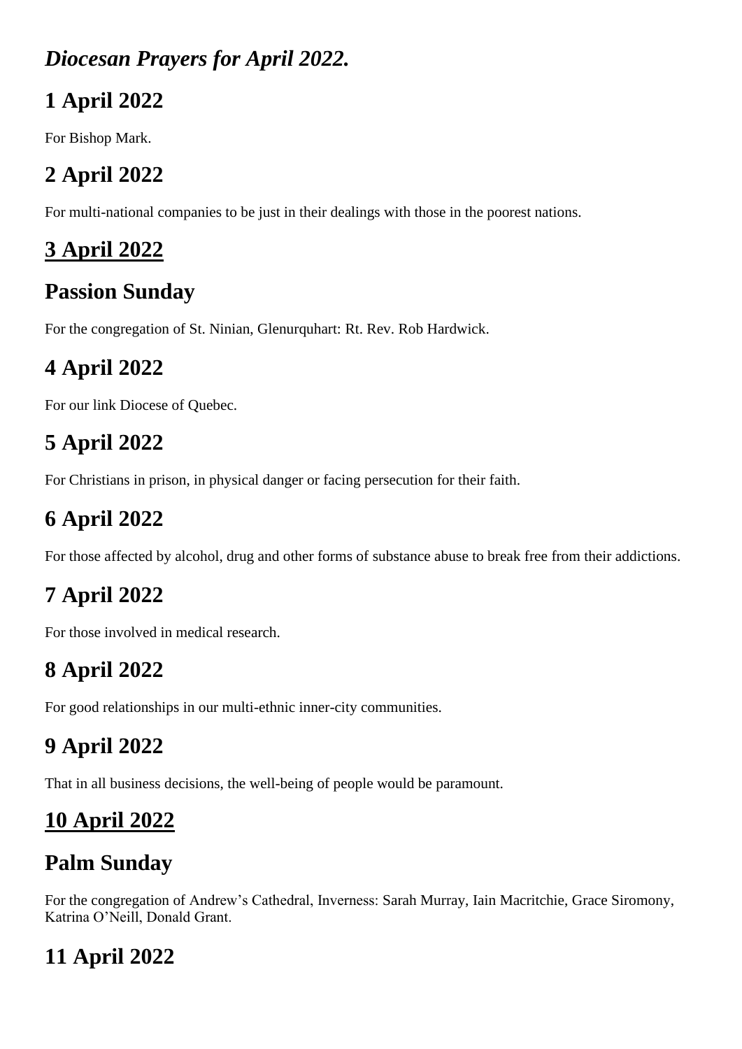## *Diocesan Prayers for April 2022.*

## 1 April 2022

For Bishop Mark.

## 2 April 2022

For multi-national companies to be just in their dealings with those in the poorest nations.

## <u>3 April 2022</u>

## Passion Sunday

For the congregation of St. Ninian, Glenurquhart: Rt. Rev. Rob Hardwick.

## 4 April 2022

For our link Diocese of Quebec.

## 5 April 2022

For Christians in prison, in physical danger or facing persecution for their faith.

## 6 April 2022

For those affected by alcohol, drug and other forms of substance abuse to break free from their addictions.

## 7 April 2022

For those involved in medical research.

## 8 April 2022

For good relationships in our multi-ethnic inner-city communities.

## 9 April 2022

That in all business decisions, the well-being of people would be paramount.

## <u>10 April 2022</u>

## Palm Sunday

For the congregation of Andrew's Cathedral, Inverness: Sarah Murray, Iain Macritchie, Grace Siromony, Katrina O'Neill, Donald Grant.

## 11 April 2022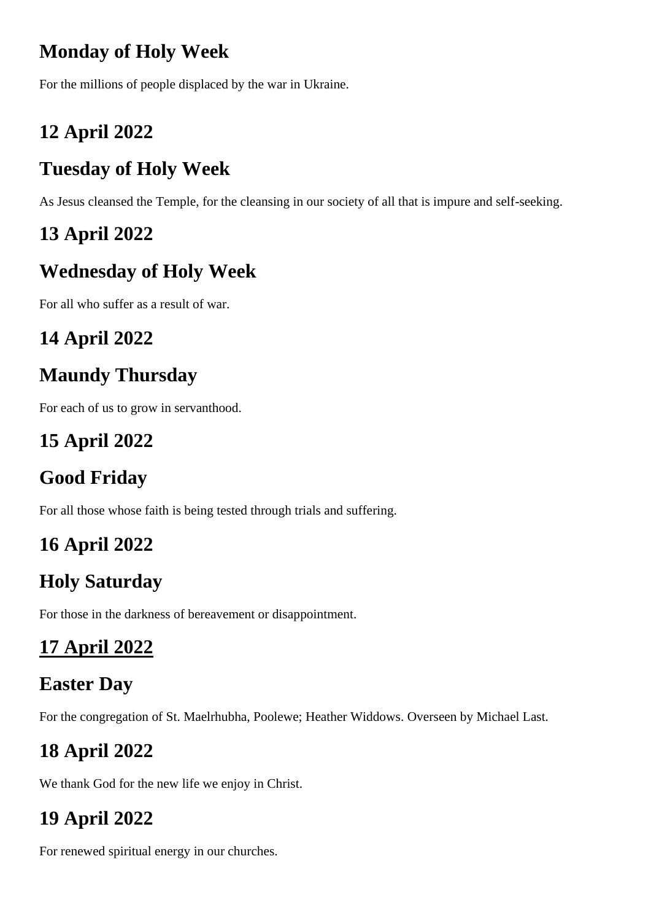## Monday of Holy Week

For the millions of people displaced by the war in Ukraine.

## 12 April 2022

## Tuesday of Holy Week

As Jesus cleansed the Temple, for the cleansing in our society of all that is impure and self-seeking.

## 13 April 2022

## Wednesday of Holy Week

For all who suffer as a result of war.

## 14 April 2022

## Maundy Thursday

For each of us to grow in servanthood.

## 15 April 2022

## Good Friday

For all those whose faith is being tested through trials and suffering.

## 16 April 2022

## Holy Saturday

For those in the darkness of bereavement or disappointment.

## 17 April 2022

## Easter Day

For the congregation of St. Maelrhubha, Poolewe; Heather Widdows. Overseen by Michael Last.

## 18 April 2022

We thank God for the new life we enjoy in Christ.

## 19 April 2022

For renewed spiritual energy in our churches.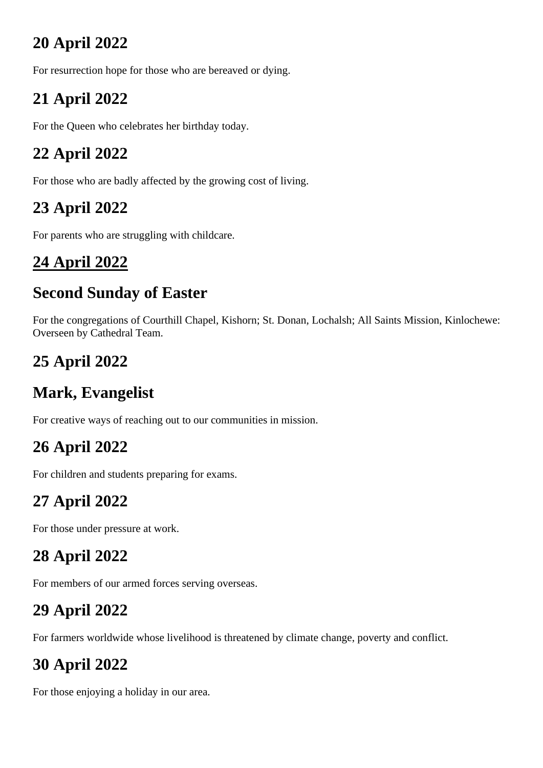## 20 April 2022

For resurrection hope for those who are bereaved or dying.

## 21 April 2022

For the Queen who celebrates her birthday today.

## 22 April 2022

For those who are badly affected by the growing cost of living.

## 23 April 2022

For parents who are struggling with childcare.

## 24 April 2022

## Second Sunday of Easter

For the congregations of Courthill Chapel, Kishorn; St. Donan, Lochalsh; All Saints Mission, Kinlochewe: Overseen by Cathedral Team.

## 25 April 2022

## Mark, Evangelist

For creative ways of reaching out to our communities in mission.

## 26 April 2022

For children and students preparing for exams.

## 27 April 2022

For those under pressure at work.

## 28 April 2022

For members of our armed forces serving overseas.

## 29 April 2022

For farmers worldwide whose livelihood is threatened by climate change, poverty and conflict.

## 30 April 2022

For those enjoying a holiday in our area.